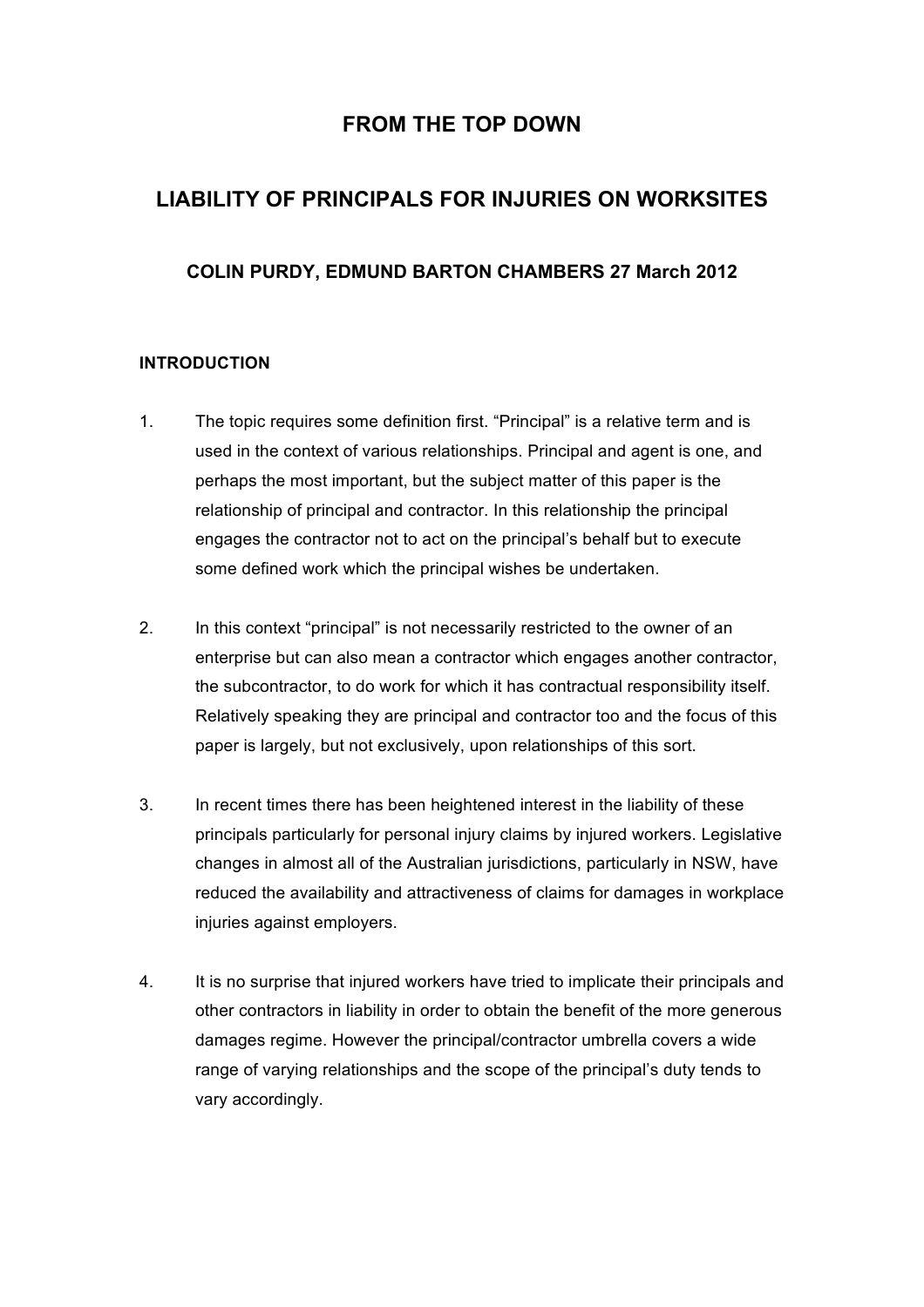# FROM THE TOP DOWN

## LIABILITY OF PRINCIPALS FOR INJURIES ON WORKSITES

### COLIN PURDY, EDMUND BARTON CHAMBERS 27 March 2012

**INTRODUCTION**

1. The topic requires some definition first. "Principal" is a relative term and is used in the context of various relationships. Principal and agent is one, and perhaps the most important, but the subject matter of this paper is the relationship of principal and contractor. In this relationship the principal engages the contractor not to act on the principal's behalf but to execute some defined work which the principal wishes be undertaken.

2. In this context "principal" is not necessarily restricted to the owner of an enterprise but can also mean a contractor which engages another contractor, the subcontractor, to do work for which it has contractual responsibility itself. Relatively speaking they are principal and contractor too and the focus of this paper is largely, but not exclusively, upon relationships of this sort.

3. In recent times there has been heightened interest in the liability of these principals particularly for personal injury claims by injured workers. Legislative changes in almost all of the Australian jurisdictions, particularly in NSW, have reduced the availability and attractiveness of claims for damages in workplace injuries against employers.

4. It is no surprise that injured workers have tried to implicate their principals and other contractors in liability in order to obtain the benefit of the more generous damages regime. However the principal/contractor umbrella covers a wide range of varying relationships and the scope of the principal's duty tends to vary accordingly.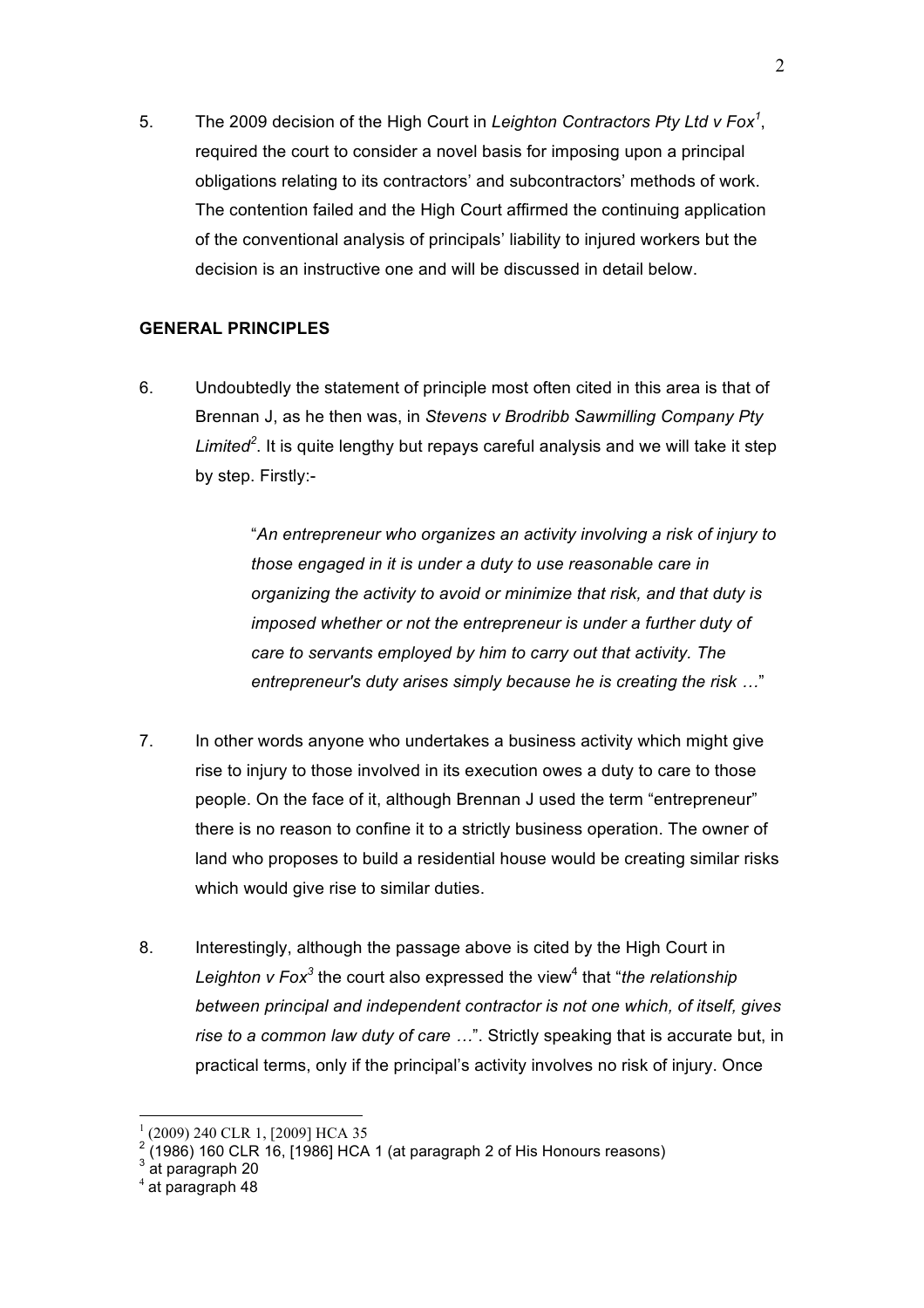5. The 2009 decision of the High Court in *Leighton Contractors Pty Ltd v Fox*[1], required the court to consider a novel basis for imposing upon a principal obligations relating to its contractors' and subcontractors' methods of work. The contention failed and the High Court affirmed the continuing application of the conventional analysis of principals' liability to injured workers but the decision is an instructive one and will be discussed in detail below.

**GENERAL PRINCIPLES**

6. Undoubtedly the statement of principle most often cited in this area is that of Brennan J, as he then was, in *Stevens v Brodribb Sawmilling Company Pty Limited*[2]. It is quite lengthy but repays careful analysis and we will take it step by step. Firstly:-

> "*An entrepreneur who organizes an activity involving a risk of injury to those engaged in it is under a duty to use reasonable care in organizing the activity to avoid or minimize that risk, and that duty is imposed whether or not the entrepreneur is under a further duty of care to servants employed by him to carry out that activity. The entrepreneur's duty arises simply because he is creating the risk …*"

7. In other words anyone who undertakes a business activity which might give rise to injury to those involved in its execution owes a duty to care to those people. On the face of it, although Brennan J used the term "entrepreneur" there is no reason to confine it to a strictly business operation. The owner of land who proposes to build a residential house would be creating similar risks which would give rise to similar duties.

8. Interestingly, although the passage above is cited by the High Court in *Leighton v Fox*[3] the court also expressed the view[4] that "*the relationship between principal and independent contractor is not one which, of itself, gives rise to a common law duty of care …*". Strictly speaking that is accurate but, in practical terms, only if the principal's activity involves no risk of injury. Once

[1] (2009) 240 CLR 1, [2009] HCA 35
[2] (1986) 160 CLR 16, [1986] HCA 1 (at paragraph 2 of His Honours reasons)
[3] at paragraph 20
[4] at paragraph 48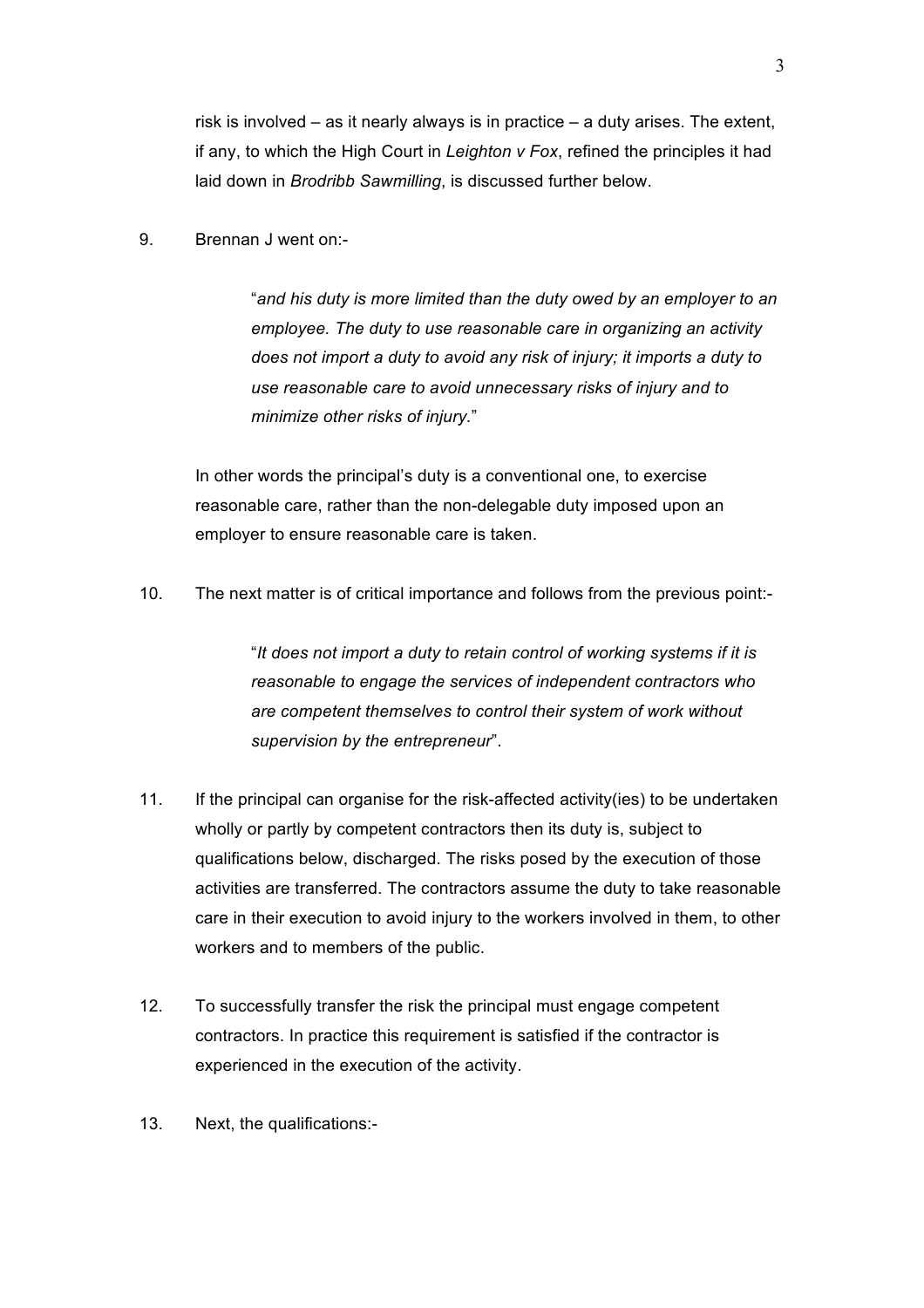risk is involved – as it nearly always is in practice – a duty arises. The extent, if any, to which the High Court in *Leighton v Fox*, refined the principles it had laid down in *Brodribb Sawmilling*, is discussed further below.

9. Brennan J went on:-

> "*and his duty is more limited than the duty owed by an employer to an employee. The duty to use reasonable care in organizing an activity does not import a duty to avoid any risk of injury; it imports a duty to use reasonable care to avoid unnecessary risks of injury and to minimize other risks of injury.*"

In other words the principal's duty is a conventional one, to exercise reasonable care, rather than the non-delegable duty imposed upon an employer to ensure reasonable care is taken.

10. The next matter is of critical importance and follows from the previous point:-

> "*It does not import a duty to retain control of working systems if it is reasonable to engage the services of independent contractors who are competent themselves to control their system of work without supervision by the entrepreneur*".

11. If the principal can organise for the risk-affected activity(ies) to be undertaken wholly or partly by competent contractors then its duty is, subject to qualifications below, discharged. The risks posed by the execution of those activities are transferred. The contractors assume the duty to take reasonable care in their execution to avoid injury to the workers involved in them, to other workers and to members of the public.

12. To successfully transfer the risk the principal must engage competent contractors. In practice this requirement is satisfied if the contractor is experienced in the execution of the activity.

13. Next, the qualifications:-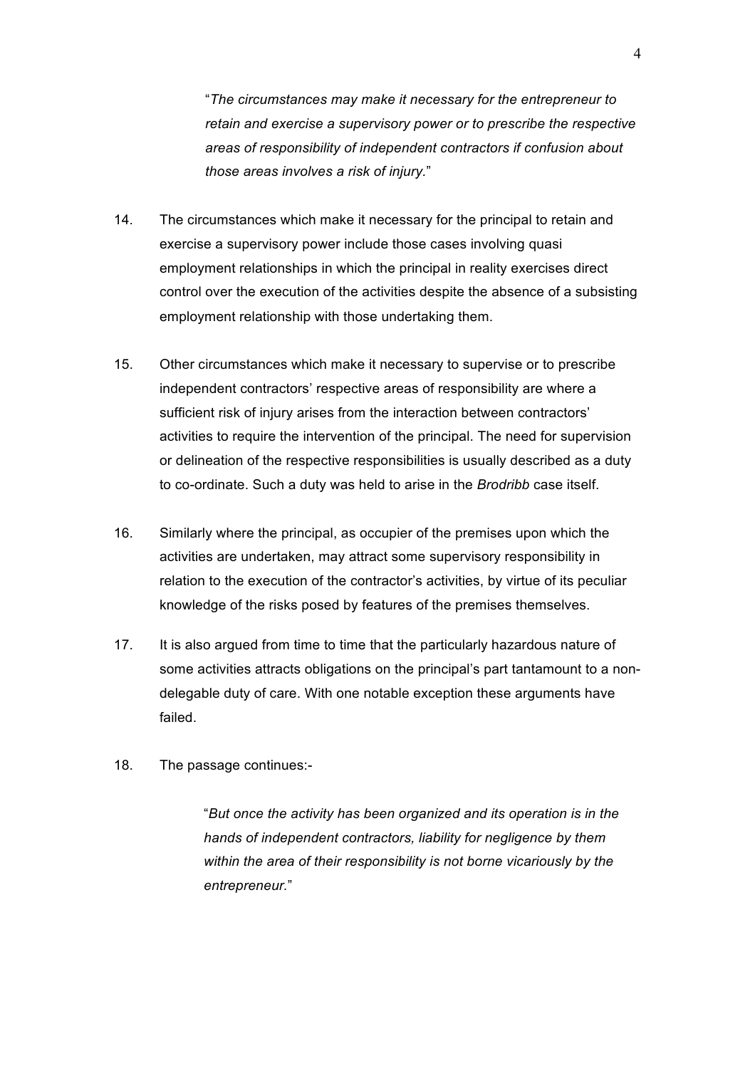> "*The circumstances may make it necessary for the entrepreneur to retain and exercise a supervisory power or to prescribe the respective areas of responsibility of independent contractors if confusion about those areas involves a risk of injury.*"

14. The circumstances which make it necessary for the principal to retain and exercise a supervisory power include those cases involving quasi employment relationships in which the principal in reality exercises direct control over the execution of the activities despite the absence of a subsisting employment relationship with those undertaking them.

15. Other circumstances which make it necessary to supervise or to prescribe independent contractors' respective areas of responsibility are where a sufficient risk of injury arises from the interaction between contractors' activities to require the intervention of the principal. The need for supervision or delineation of the respective responsibilities is usually described as a duty to co-ordinate. Such a duty was held to arise in the *Brodribb* case itself.

16. Similarly where the principal, as occupier of the premises upon which the activities are undertaken, may attract some supervisory responsibility in relation to the execution of the contractor's activities, by virtue of its peculiar knowledge of the risks posed by features of the premises themselves.

17. It is also argued from time to time that the particularly hazardous nature of some activities attracts obligations on the principal's part tantamount to a non-delegable duty of care. With one notable exception these arguments have failed.

18. The passage continues:-

> "*But once the activity has been organized and its operation is in the hands of independent contractors, liability for negligence by them within the area of their responsibility is not borne vicariously by the entrepreneur.*"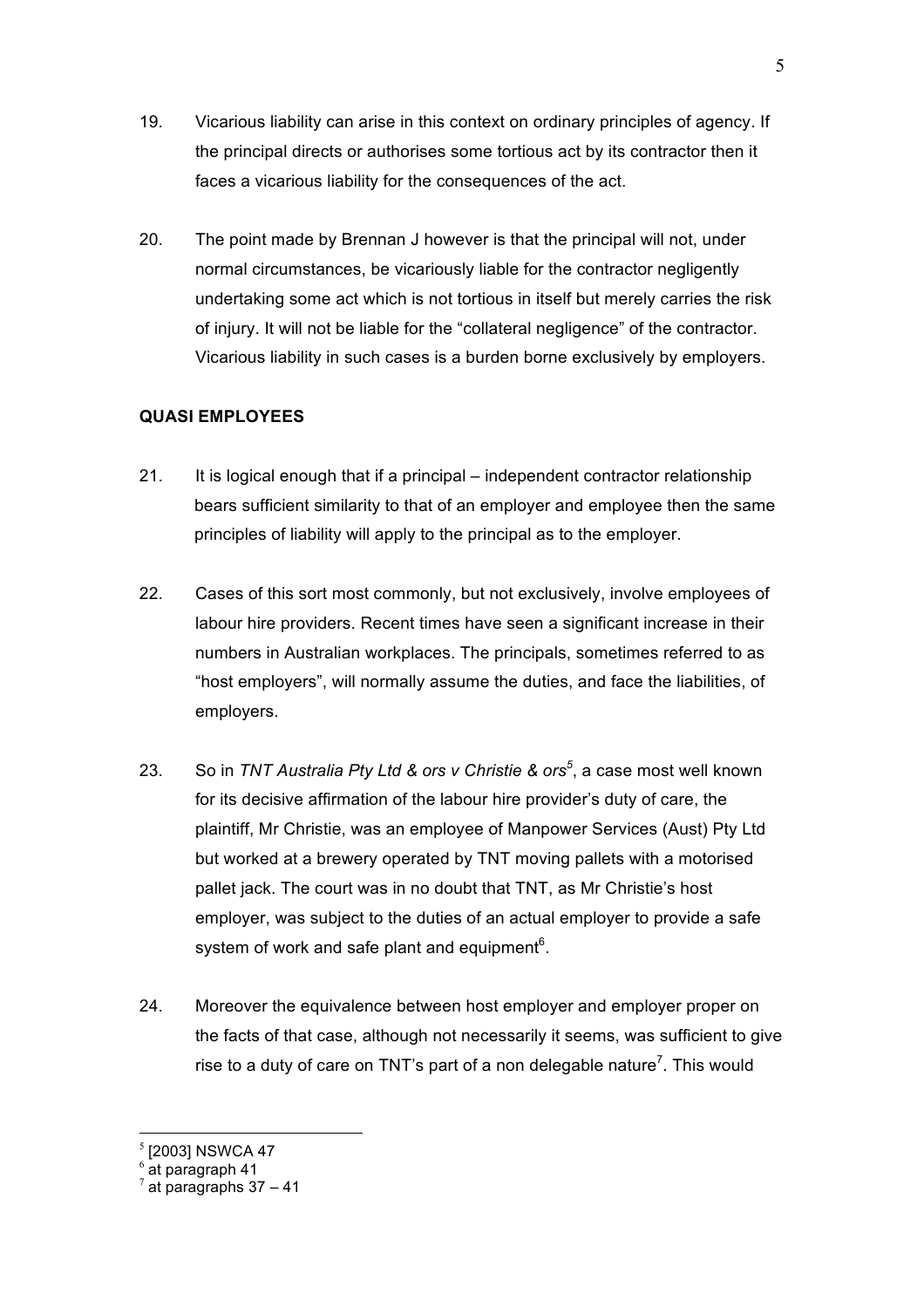19. Vicarious liability can arise in this context on ordinary principles of agency. If the principal directs or authorises some tortious act by its contractor then it faces a vicarious liability for the consequences of the act.

20. The point made by Brennan J however is that the principal will not, under normal circumstances, be vicariously liable for the contractor negligently undertaking some act which is not tortious in itself but merely carries the risk of injury. It will not be liable for the "collateral negligence" of the contractor. Vicarious liability in such cases is a burden borne exclusively by employers.

**QUASI EMPLOYEES**

21. It is logical enough that if a principal – independent contractor relationship bears sufficient similarity to that of an employer and employee then the same principles of liability will apply to the principal as to the employer.

22. Cases of this sort most commonly, but not exclusively, involve employees of labour hire providers. Recent times have seen a significant increase in their numbers in Australian workplaces. The principals, sometimes referred to as "host employers", will normally assume the duties, and face the liabilities, of employers.

23. So in *TNT Australia Pty Ltd & ors v Christie & ors*[5], a case most well known for its decisive affirmation of the labour hire provider's duty of care, the plaintiff, Mr Christie, was an employee of Manpower Services (Aust) Pty Ltd but worked at a brewery operated by TNT moving pallets with a motorised pallet jack. The court was in no doubt that TNT, as Mr Christie's host employer, was subject to the duties of an actual employer to provide a safe system of work and safe plant and equipment[6].

24. Moreover the equivalence between host employer and employer proper on the facts of that case, although not necessarily it seems, was sufficient to give rise to a duty of care on TNT's part of a non delegable nature[7]. This would

---

[5] [2003] NSWCA 47

[6] at paragraph 41

[7] at paragraphs 37 – 41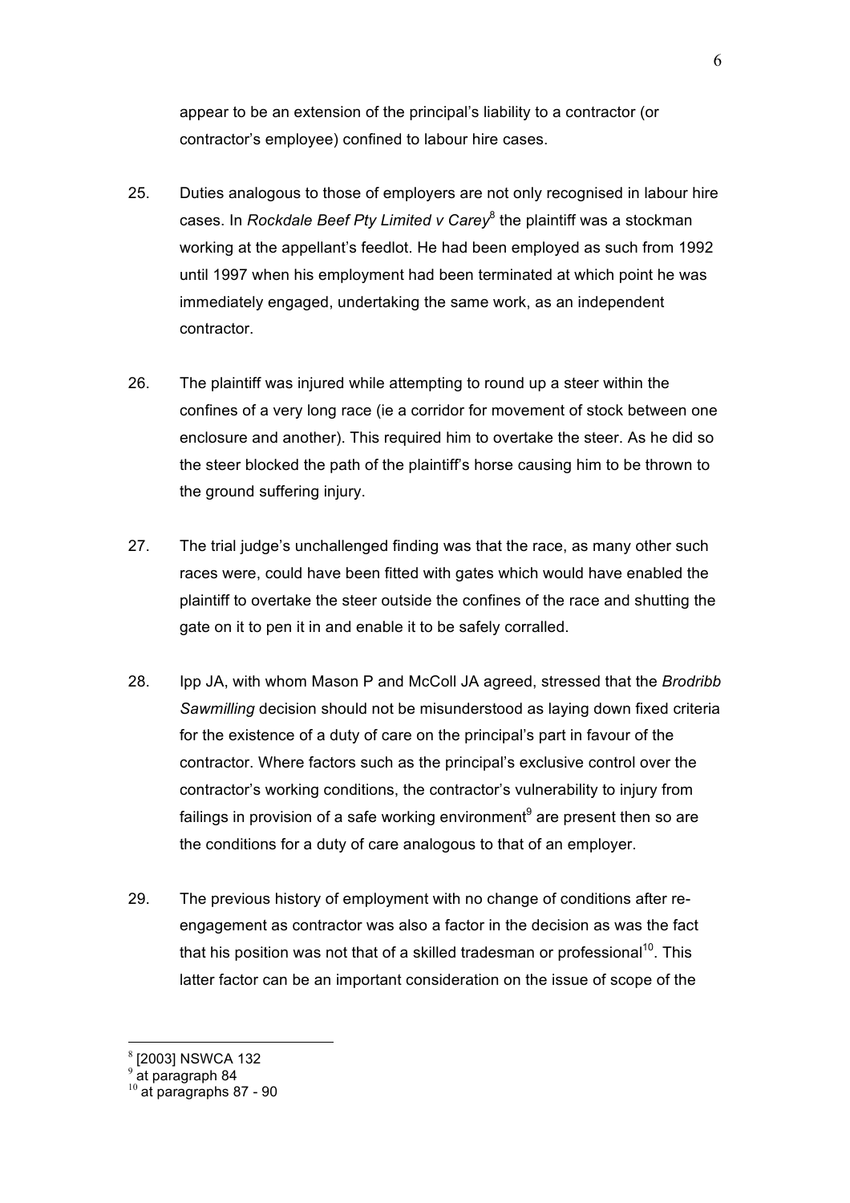appear to be an extension of the principal's liability to a contractor (or contractor's employee) confined to labour hire cases.

25. Duties analogous to those of employers are not only recognised in labour hire cases. In *Rockdale Beef Pty Limited v Carey*[8] the plaintiff was a stockman working at the appellant's feedlot. He had been employed as such from 1992 until 1997 when his employment had been terminated at which point he was immediately engaged, undertaking the same work, as an independent contractor.

26. The plaintiff was injured while attempting to round up a steer within the confines of a very long race (ie a corridor for movement of stock between one enclosure and another). This required him to overtake the steer. As he did so the steer blocked the path of the plaintiff's horse causing him to be thrown to the ground suffering injury.

27. The trial judge's unchallenged finding was that the race, as many other such races were, could have been fitted with gates which would have enabled the plaintiff to overtake the steer outside the confines of the race and shutting the gate on it to pen it in and enable it to be safely corralled.

28. Ipp JA, with whom Mason P and McColl JA agreed, stressed that the *Brodribb Sawmilling* decision should not be misunderstood as laying down fixed criteria for the existence of a duty of care on the principal's part in favour of the contractor. Where factors such as the principal's exclusive control over the contractor's working conditions, the contractor's vulnerability to injury from failings in provision of a safe working environment[9] are present then so are the conditions for a duty of care analogous to that of an employer.

29. The previous history of employment with no change of conditions after re-engagement as contractor was also a factor in the decision as was the fact that his position was not that of a skilled tradesman or professional[10]. This latter factor can be an important consideration on the issue of scope of the

---

[8] [2003] NSWCA 132

[9] at paragraph 84

[10] at paragraphs 87 - 90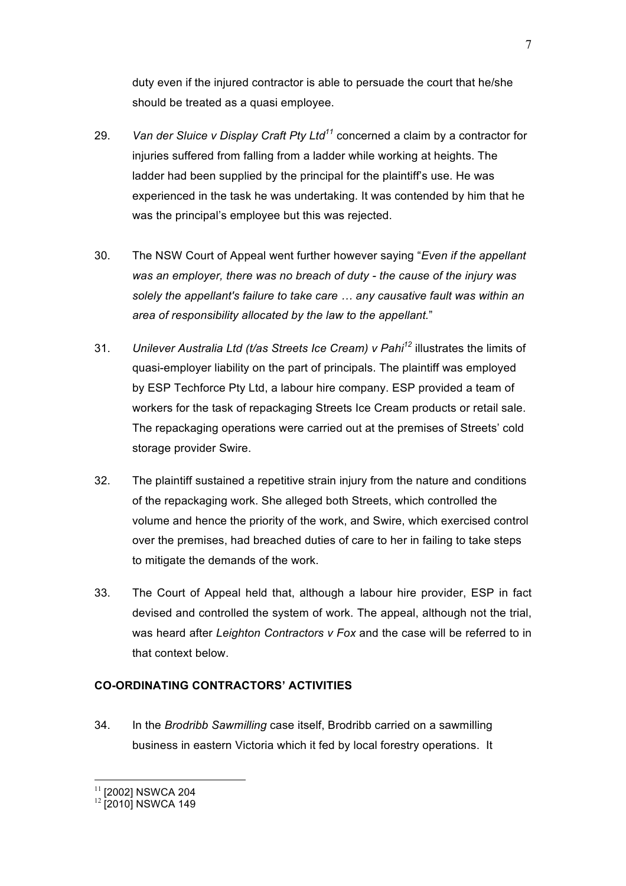duty even if the injured contractor is able to persuade the court that he/she should be treated as a quasi employee.

29. *Van der Sluice v Display Craft Pty Ltd*[11] concerned a claim by a contractor for injuries suffered from falling from a ladder while working at heights. The ladder had been supplied by the principal for the plaintiff's use. He was experienced in the task he was undertaking. It was contended by him that he was the principal's employee but this was rejected.

30. The NSW Court of Appeal went further however saying "*Even if the appellant was an employer, there was no breach of duty - the cause of the injury was solely the appellant's failure to take care … any causative fault was within an area of responsibility allocated by the law to the appellant.*"

31. *Unilever Australia Ltd (t/as Streets Ice Cream) v Pahi*[12] illustrates the limits of quasi-employer liability on the part of principals. The plaintiff was employed by ESP Techforce Pty Ltd, a labour hire company. ESP provided a team of workers for the task of repackaging Streets Ice Cream products or retail sale. The repackaging operations were carried out at the premises of Streets' cold storage provider Swire.

32. The plaintiff sustained a repetitive strain injury from the nature and conditions of the repackaging work. She alleged both Streets, which controlled the volume and hence the priority of the work, and Swire, which exercised control over the premises, had breached duties of care to her in failing to take steps to mitigate the demands of the work.

33. The Court of Appeal held that, although a labour hire provider, ESP in fact devised and controlled the system of work. The appeal, although not the trial, was heard after *Leighton Contractors v Fox* and the case will be referred to in that context below.

## CO-ORDINATING CONTRACTORS' ACTIVITIES

34. In the *Brodribb Sawmilling* case itself, Brodribb carried on a sawmilling business in eastern Victoria which it fed by local forestry operations. It

---

[11] [2002] NSWCA 204

[12] [2010] NSWCA 149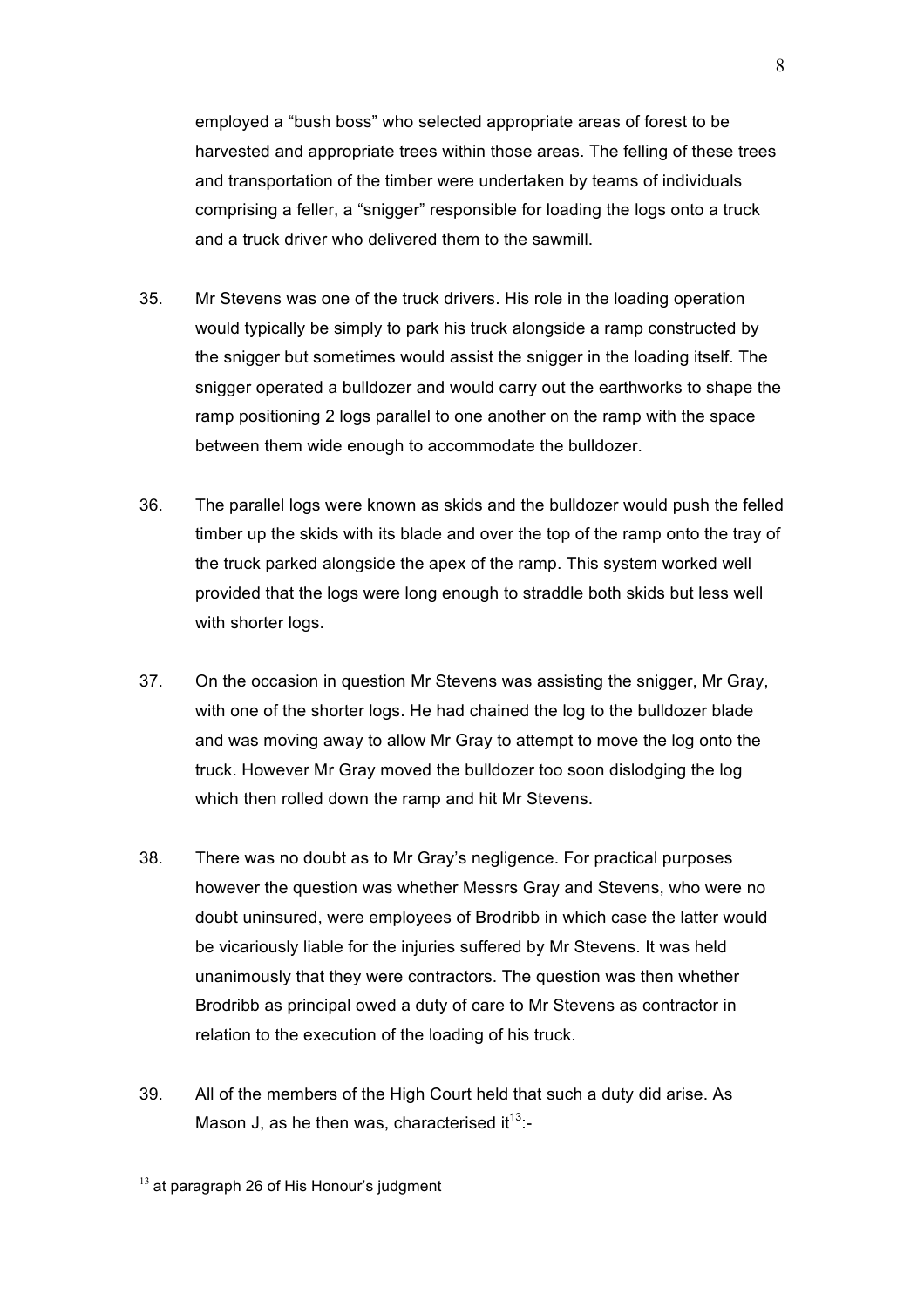employed a "bush boss" who selected appropriate areas of forest to be harvested and appropriate trees within those areas. The felling of these trees and transportation of the timber were undertaken by teams of individuals comprising a feller, a "snigger" responsible for loading the logs onto a truck and a truck driver who delivered them to the sawmill.

35. Mr Stevens was one of the truck drivers. His role in the loading operation would typically be simply to park his truck alongside a ramp constructed by the snigger but sometimes would assist the snigger in the loading itself. The snigger operated a bulldozer and would carry out the earthworks to shape the ramp positioning 2 logs parallel to one another on the ramp with the space between them wide enough to accommodate the bulldozer.

36. The parallel logs were known as skids and the bulldozer would push the felled timber up the skids with its blade and over the top of the ramp onto the tray of the truck parked alongside the apex of the ramp. This system worked well provided that the logs were long enough to straddle both skids but less well with shorter logs.

37. On the occasion in question Mr Stevens was assisting the snigger, Mr Gray, with one of the shorter logs. He had chained the log to the bulldozer blade and was moving away to allow Mr Gray to attempt to move the log onto the truck. However Mr Gray moved the bulldozer too soon dislodging the log which then rolled down the ramp and hit Mr Stevens.

38. There was no doubt as to Mr Gray's negligence. For practical purposes however the question was whether Messrs Gray and Stevens, who were no doubt uninsured, were employees of Brodribb in which case the latter would be vicariously liable for the injuries suffered by Mr Stevens. It was held unanimously that they were contractors. The question was then whether Brodribb as principal owed a duty of care to Mr Stevens as contractor in relation to the execution of the loading of his truck.

39. All of the members of the High Court held that such a duty did arise. As Mason J, as he then was, characterised it[13]:-

[13] at paragraph 26 of His Honour's judgment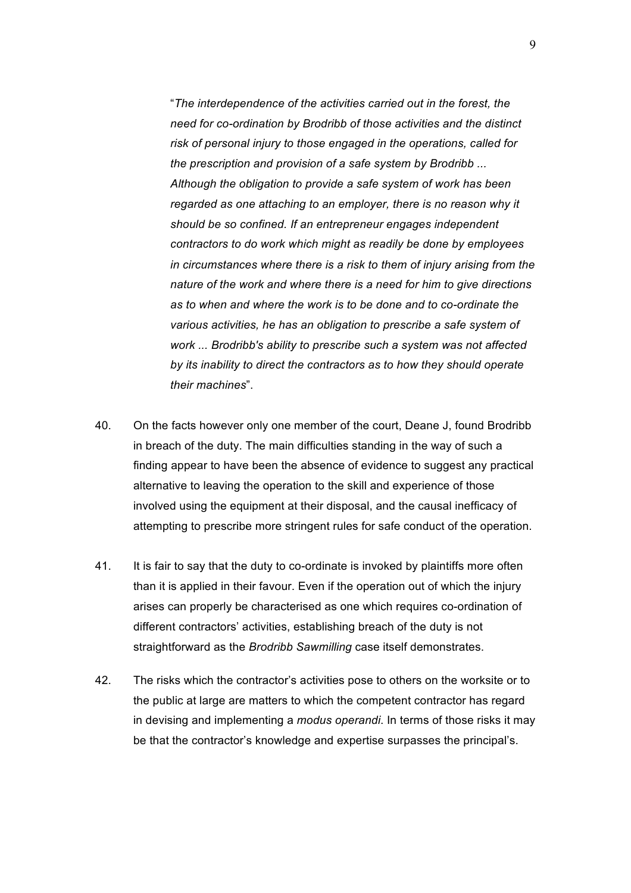> "*The interdependence of the activities carried out in the forest, the need for co-ordination by Brodribb of those activities and the distinct risk of personal injury to those engaged in the operations, called for the prescription and provision of a safe system by Brodribb ... Although the obligation to provide a safe system of work has been regarded as one attaching to an employer, there is no reason why it should be so confined. If an entrepreneur engages independent contractors to do work which might as readily be done by employees in circumstances where there is a risk to them of injury arising from the nature of the work and where there is a need for him to give directions as to when and where the work is to be done and to co-ordinate the various activities, he has an obligation to prescribe a safe system of work ... Brodribb's ability to prescribe such a system was not affected by its inability to direct the contractors as to how they should operate their machines*".

40. On the facts however only one member of the court, Deane J, found Brodribb in breach of the duty. The main difficulties standing in the way of such a finding appear to have been the absence of evidence to suggest any practical alternative to leaving the operation to the skill and experience of those involved using the equipment at their disposal, and the causal inefficacy of attempting to prescribe more stringent rules for safe conduct of the operation.

41. It is fair to say that the duty to co-ordinate is invoked by plaintiffs more often than it is applied in their favour. Even if the operation out of which the injury arises can properly be characterised as one which requires co-ordination of different contractors' activities, establishing breach of the duty is not straightforward as the *Brodribb Sawmilling* case itself demonstrates.

42. The risks which the contractor's activities pose to others on the worksite or to the public at large are matters to which the competent contractor has regard in devising and implementing a *modus operandi*. In terms of those risks it may be that the contractor's knowledge and expertise surpasses the principal's.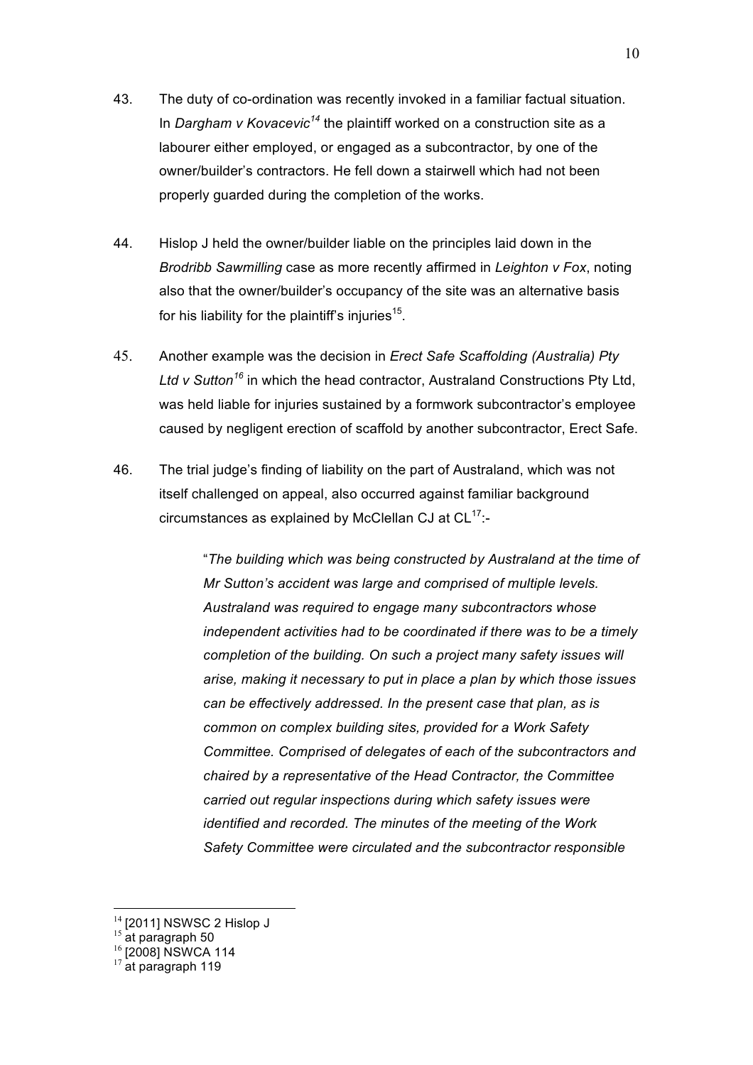43. The duty of co-ordination was recently invoked in a familiar factual situation. In *Dargham v Kovacevic*[14] the plaintiff worked on a construction site as a labourer either employed, or engaged as a subcontractor, by one of the owner/builder's contractors. He fell down a stairwell which had not been properly guarded during the completion of the works.

44. Hislop J held the owner/builder liable on the principles laid down in the *Brodribb Sawmilling* case as more recently affirmed in *Leighton v Fox*, noting also that the owner/builder's occupancy of the site was an alternative basis for his liability for the plaintiff's injuries[15].

45. Another example was the decision in *Erect Safe Scaffolding (Australia) Pty Ltd v Sutton*[16] in which the head contractor, Australand Constructions Pty Ltd, was held liable for injuries sustained by a formwork subcontractor's employee caused by negligent erection of scaffold by another subcontractor, Erect Safe.

46. The trial judge's finding of liability on the part of Australand, which was not itself challenged on appeal, also occurred against familiar background circumstances as explained by McClellan CJ at CL[17]:-

> "*The building which was being constructed by Australand at the time of Mr Sutton's accident was large and comprised of multiple levels. Australand was required to engage many subcontractors whose independent activities had to be coordinated if there was to be a timely completion of the building. On such a project many safety issues will arise, making it necessary to put in place a plan by which those issues can be effectively addressed. In the present case that plan, as is common on complex building sites, provided for a Work Safety Committee. Comprised of delegates of each of the subcontractors and chaired by a representative of the Head Contractor, the Committee carried out regular inspections during which safety issues were identified and recorded. The minutes of the meeting of the Work Safety Committee were circulated and the subcontractor responsible*

---

[14] [2011] NSWSC 2 Hislop J
[15] at paragraph 50
[16] [2008] NSWCA 114
[17] at paragraph 119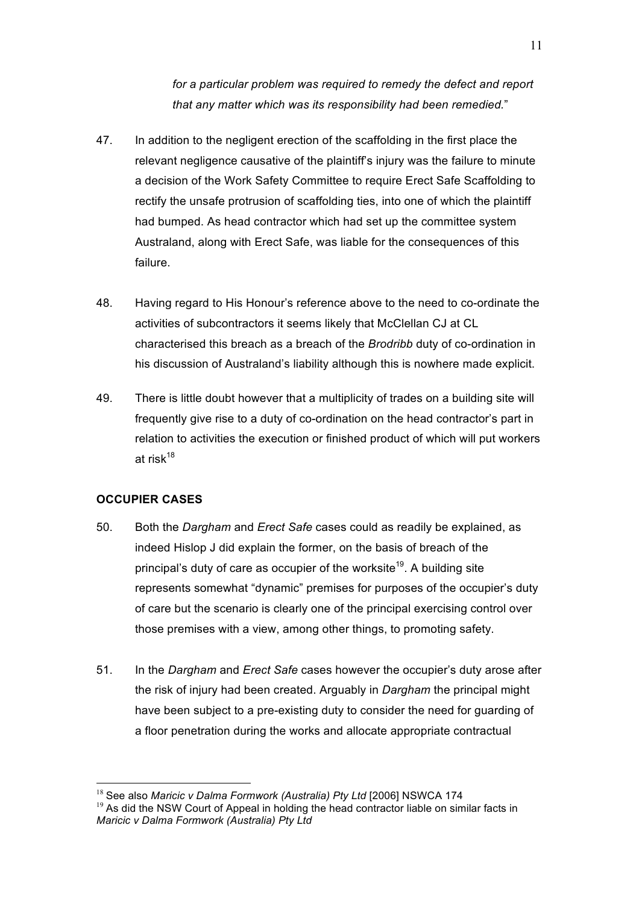*for a particular problem was required to remedy the defect and report that any matter which was its responsibility had been remedied.*"

47. In addition to the negligent erection of the scaffolding in the first place the relevant negligence causative of the plaintiff's injury was the failure to minute a decision of the Work Safety Committee to require Erect Safe Scaffolding to rectify the unsafe protrusion of scaffolding ties, into one of which the plaintiff had bumped. As head contractor which had set up the committee system Australand, along with Erect Safe, was liable for the consequences of this failure.

48. Having regard to His Honour's reference above to the need to co-ordinate the activities of subcontractors it seems likely that McClellan CJ at CL characterised this breach as a breach of the *Brodribb* duty of co-ordination in his discussion of Australand's liability although this is nowhere made explicit.

49. There is little doubt however that a multiplicity of trades on a building site will frequently give rise to a duty of co-ordination on the head contractor's part in relation to activities the execution or finished product of which will put workers at risk[18]

**OCCUPIER CASES**

50. Both the *Dargham* and *Erect Safe* cases could as readily be explained, as indeed Hislop J did explain the former, on the basis of breach of the principal's duty of care as occupier of the worksite[19]. A building site represents somewhat "dynamic" premises for purposes of the occupier's duty of care but the scenario is clearly one of the principal exercising control over those premises with a view, among other things, to promoting safety.

51. In the *Dargham* and *Erect Safe* cases however the occupier's duty arose after the risk of injury had been created. Arguably in *Dargham* the principal might have been subject to a pre-existing duty to consider the need for guarding of a floor penetration during the works and allocate appropriate contractual

---

[18] See also *Maricic v Dalma Formwork (Australia) Pty Ltd* [2006] NSWCA 174

[19] As did the NSW Court of Appeal in holding the head contractor liable on similar facts in *Maricic v Dalma Formwork (Australia) Pty Ltd*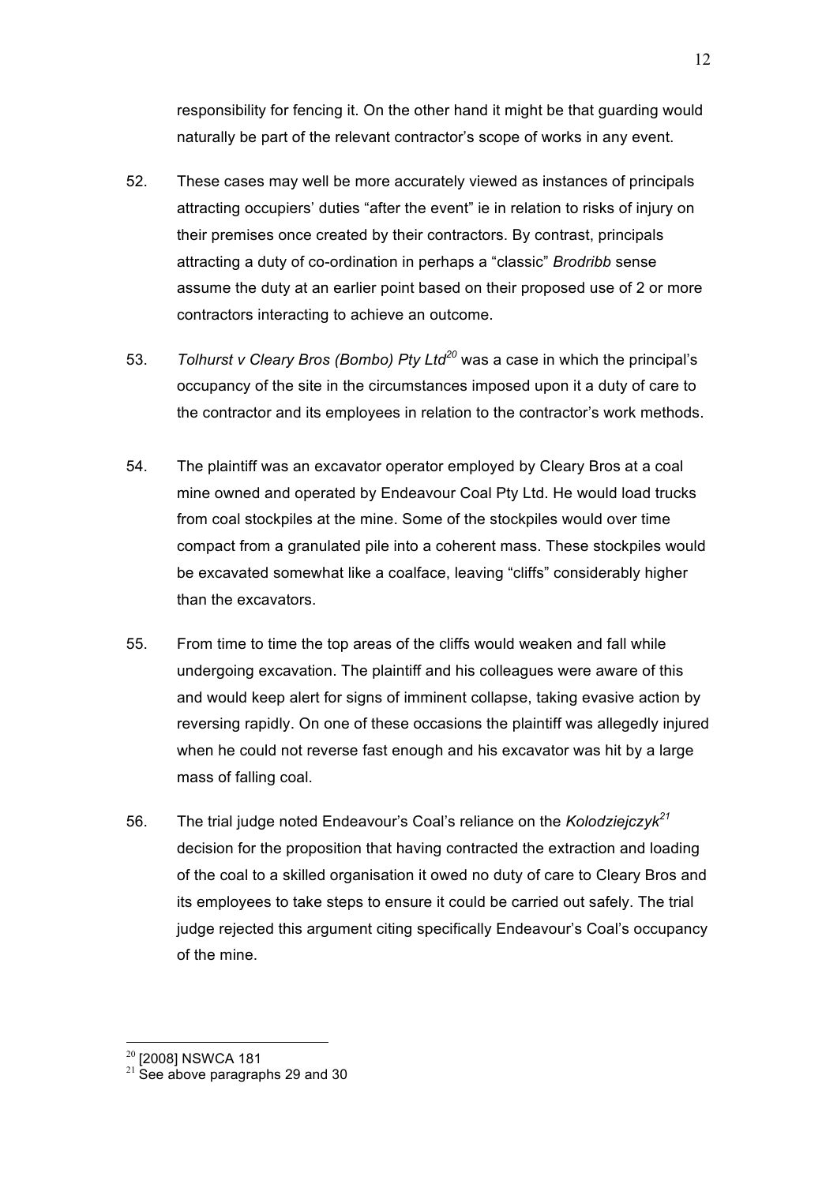responsibility for fencing it. On the other hand it might be that guarding would naturally be part of the relevant contractor's scope of works in any event.

52. These cases may well be more accurately viewed as instances of principals attracting occupiers' duties "after the event" ie in relation to risks of injury on their premises once created by their contractors. By contrast, principals attracting a duty of co-ordination in perhaps a "classic" *Brodribb* sense assume the duty at an earlier point based on their proposed use of 2 or more contractors interacting to achieve an outcome.

53. *Tolhurst v Cleary Bros (Bombo) Pty Ltd*[20] was a case in which the principal's occupancy of the site in the circumstances imposed upon it a duty of care to the contractor and its employees in relation to the contractor's work methods.

54. The plaintiff was an excavator operator employed by Cleary Bros at a coal mine owned and operated by Endeavour Coal Pty Ltd. He would load trucks from coal stockpiles at the mine. Some of the stockpiles would over time compact from a granulated pile into a coherent mass. These stockpiles would be excavated somewhat like a coalface, leaving "cliffs" considerably higher than the excavators.

55. From time to time the top areas of the cliffs would weaken and fall while undergoing excavation. The plaintiff and his colleagues were aware of this and would keep alert for signs of imminent collapse, taking evasive action by reversing rapidly. On one of these occasions the plaintiff was allegedly injured when he could not reverse fast enough and his excavator was hit by a large mass of falling coal.

56. The trial judge noted Endeavour's Coal's reliance on the *Kolodziejczyk*[21] decision for the proposition that having contracted the extraction and loading of the coal to a skilled organisation it owed no duty of care to Cleary Bros and its employees to take steps to ensure it could be carried out safely. The trial judge rejected this argument citing specifically Endeavour's Coal's occupancy of the mine.

---

[20] [2008] NSWCA 181

[21] See above paragraphs 29 and 30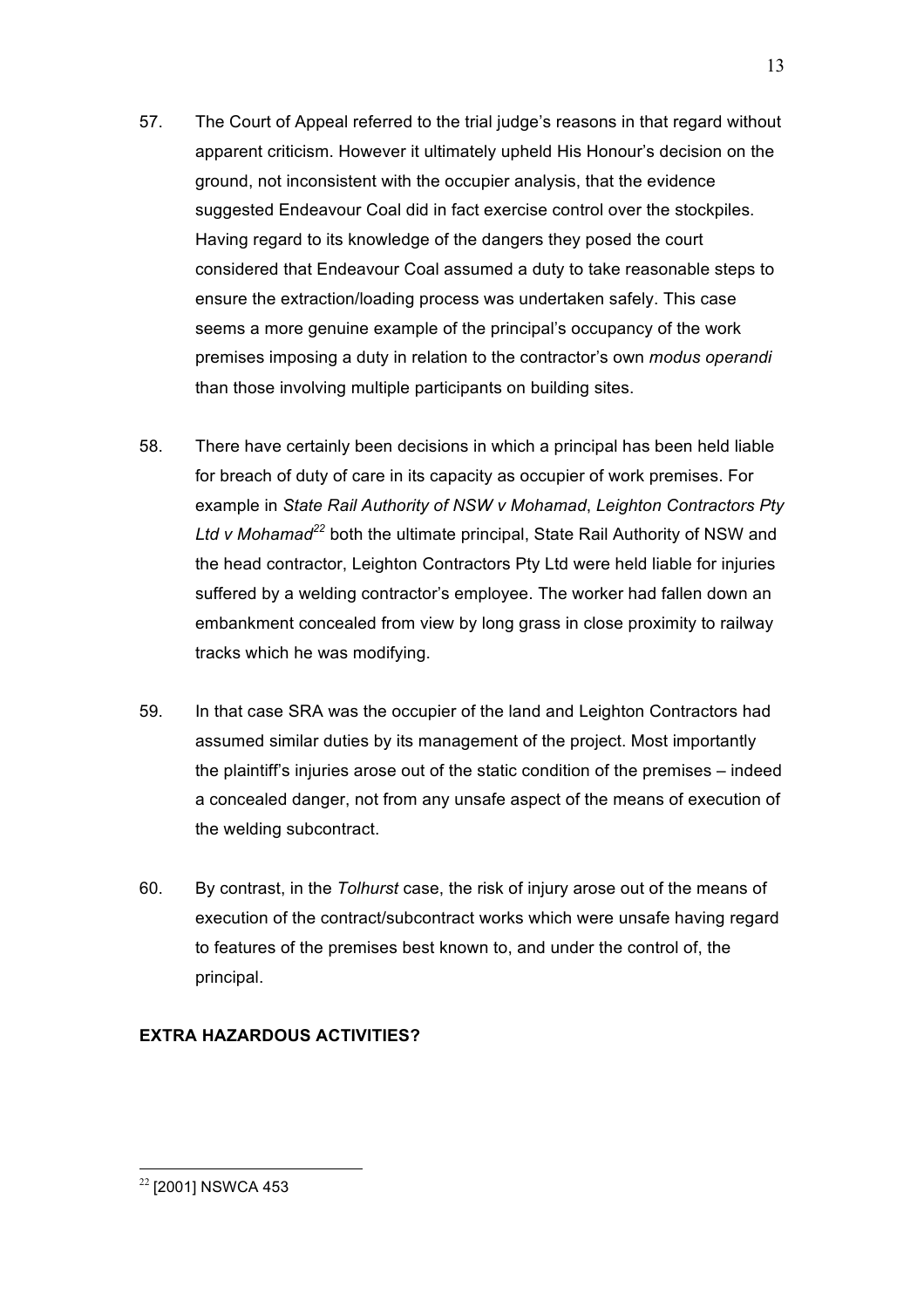57. The Court of Appeal referred to the trial judge's reasons in that regard without apparent criticism. However it ultimately upheld His Honour's decision on the ground, not inconsistent with the occupier analysis, that the evidence suggested Endeavour Coal did in fact exercise control over the stockpiles. Having regard to its knowledge of the dangers they posed the court considered that Endeavour Coal assumed a duty to take reasonable steps to ensure the extraction/loading process was undertaken safely. This case seems a more genuine example of the principal's occupancy of the work premises imposing a duty in relation to the contractor's own *modus operandi* than those involving multiple participants on building sites.

58. There have certainly been decisions in which a principal has been held liable for breach of duty of care in its capacity as occupier of work premises. For example in *State Rail Authority of NSW v Mohamad*, *Leighton Contractors Pty Ltd v Mohamad*[22] both the ultimate principal, State Rail Authority of NSW and the head contractor, Leighton Contractors Pty Ltd were held liable for injuries suffered by a welding contractor's employee. The worker had fallen down an embankment concealed from view by long grass in close proximity to railway tracks which he was modifying.

59. In that case SRA was the occupier of the land and Leighton Contractors had assumed similar duties by its management of the project. Most importantly the plaintiff's injuries arose out of the static condition of the premises – indeed a concealed danger, not from any unsafe aspect of the means of execution of the welding subcontract.

60. By contrast, in the *Tolhurst* case, the risk of injury arose out of the means of execution of the contract/subcontract works which were unsafe having regard to features of the premises best known to, and under the control of, the principal.

**EXTRA HAZARDOUS ACTIVITIES?**

[22] [2001] NSWCA 453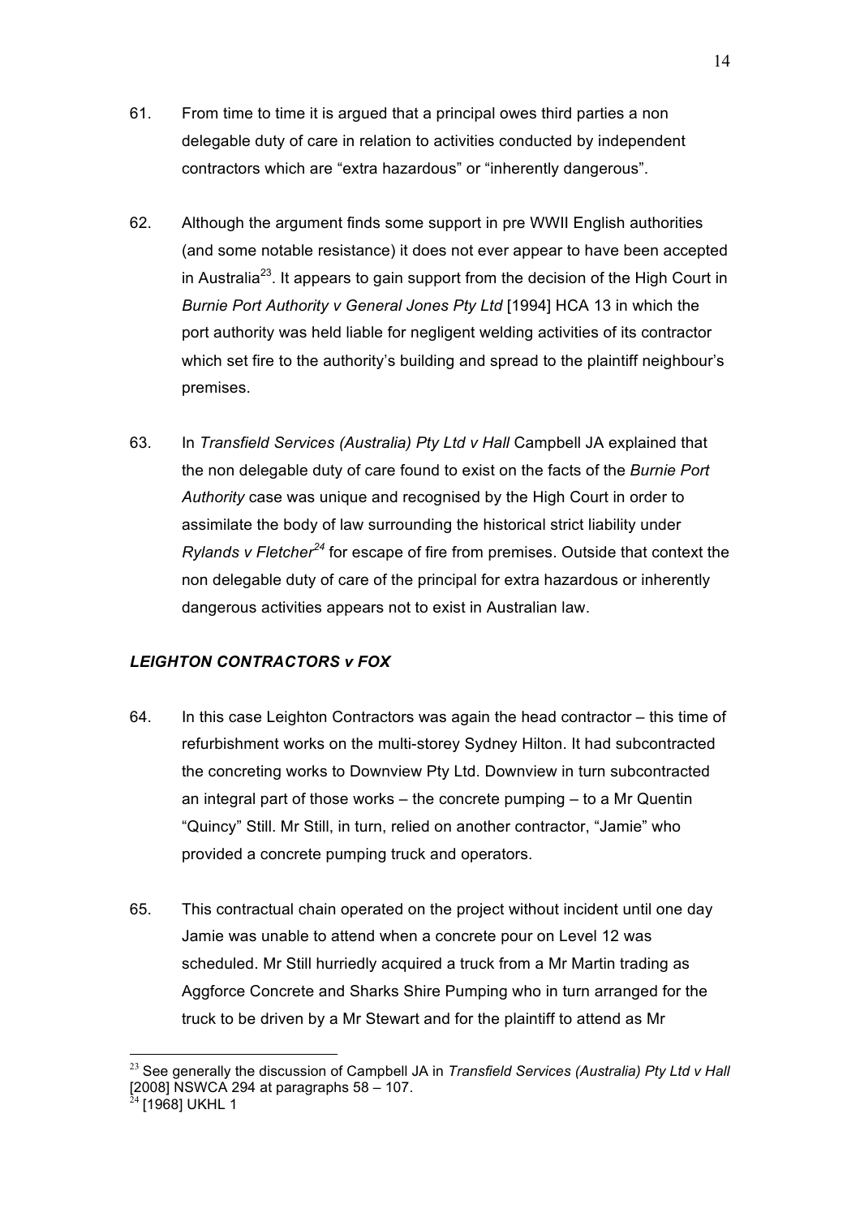61. From time to time it is argued that a principal owes third parties a non delegable duty of care in relation to activities conducted by independent contractors which are “extra hazardous” or “inherently dangerous”.

62. Although the argument finds some support in pre WWII English authorities (and some notable resistance) it does not ever appear to have been accepted in Australia[23]. It appears to gain support from the decision of the High Court in *Burnie Port Authority v General Jones Pty Ltd* [1994] HCA 13 in which the port authority was held liable for negligent welding activities of its contractor which set fire to the authority’s building and spread to the plaintiff neighbour’s premises.

63. In *Transfield Services (Australia) Pty Ltd v Hall* Campbell JA explained that the non delegable duty of care found to exist on the facts of the *Burnie Port Authority* case was unique and recognised by the High Court in order to assimilate the body of law surrounding the historical strict liability under *Rylands v Fletcher*[24] for escape of fire from premises. Outside that context the non delegable duty of care of the principal for extra hazardous or inherently dangerous activities appears not to exist in Australian law.

### *LEIGHTON CONTRACTORS v FOX*

64. In this case Leighton Contractors was again the head contractor – this time of refurbishment works on the multi-storey Sydney Hilton. It had subcontracted the concreting works to Downview Pty Ltd. Downview in turn subcontracted an integral part of those works – the concrete pumping – to a Mr Quentin “Quincy” Still. Mr Still, in turn, relied on another contractor, “Jamie” who provided a concrete pumping truck and operators.

65. This contractual chain operated on the project without incident until one day Jamie was unable to attend when a concrete pour on Level 12 was scheduled. Mr Still hurriedly acquired a truck from a Mr Martin trading as Aggforce Concrete and Sharks Shire Pumping who in turn arranged for the truck to be driven by a Mr Stewart and for the plaintiff to attend as Mr

---

[23] See generally the discussion of Campbell JA in *Transfield Services (Australia) Pty Ltd v Hall* [2008] NSWCA 294 at paragraphs 58 – 107.

[24] [1968] UKHL 1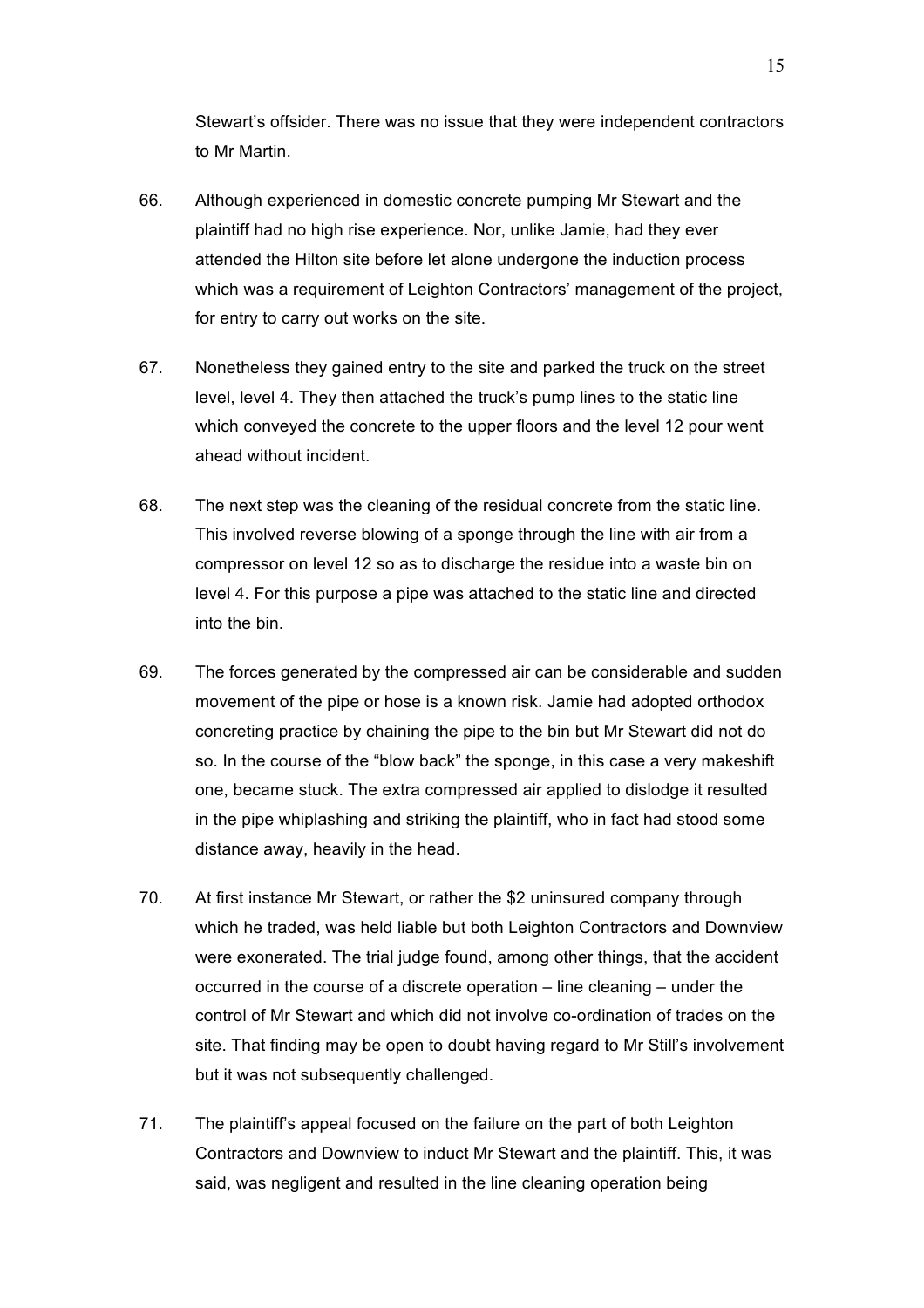Stewart's offsider. There was no issue that they were independent contractors to Mr Martin.

66. Although experienced in domestic concrete pumping Mr Stewart and the plaintiff had no high rise experience. Nor, unlike Jamie, had they ever attended the Hilton site before let alone undergone the induction process which was a requirement of Leighton Contractors' management of the project, for entry to carry out works on the site.

67. Nonetheless they gained entry to the site and parked the truck on the street level, level 4. They then attached the truck's pump lines to the static line which conveyed the concrete to the upper floors and the level 12 pour went ahead without incident.

68. The next step was the cleaning of the residual concrete from the static line. This involved reverse blowing of a sponge through the line with air from a compressor on level 12 so as to discharge the residue into a waste bin on level 4. For this purpose a pipe was attached to the static line and directed into the bin.

69. The forces generated by the compressed air can be considerable and sudden movement of the pipe or hose is a known risk. Jamie had adopted orthodox concreting practice by chaining the pipe to the bin but Mr Stewart did not do so. In the course of the "blow back" the sponge, in this case a very makeshift one, became stuck. The extra compressed air applied to dislodge it resulted in the pipe whiplashing and striking the plaintiff, who in fact had stood some distance away, heavily in the head.

70. At first instance Mr Stewart, or rather the $2 uninsured company through which he traded, was held liable but both Leighton Contractors and Downview were exonerated. The trial judge found, among other things, that the accident occurred in the course of a discrete operation – line cleaning – under the control of Mr Stewart and which did not involve co-ordination of trades on the site. That finding may be open to doubt having regard to Mr Still's involvement but it was not subsequently challenged.

71. The plaintiff's appeal focused on the failure on the part of both Leighton Contractors and Downview to induct Mr Stewart and the plaintiff. This, it was said, was negligent and resulted in the line cleaning operation being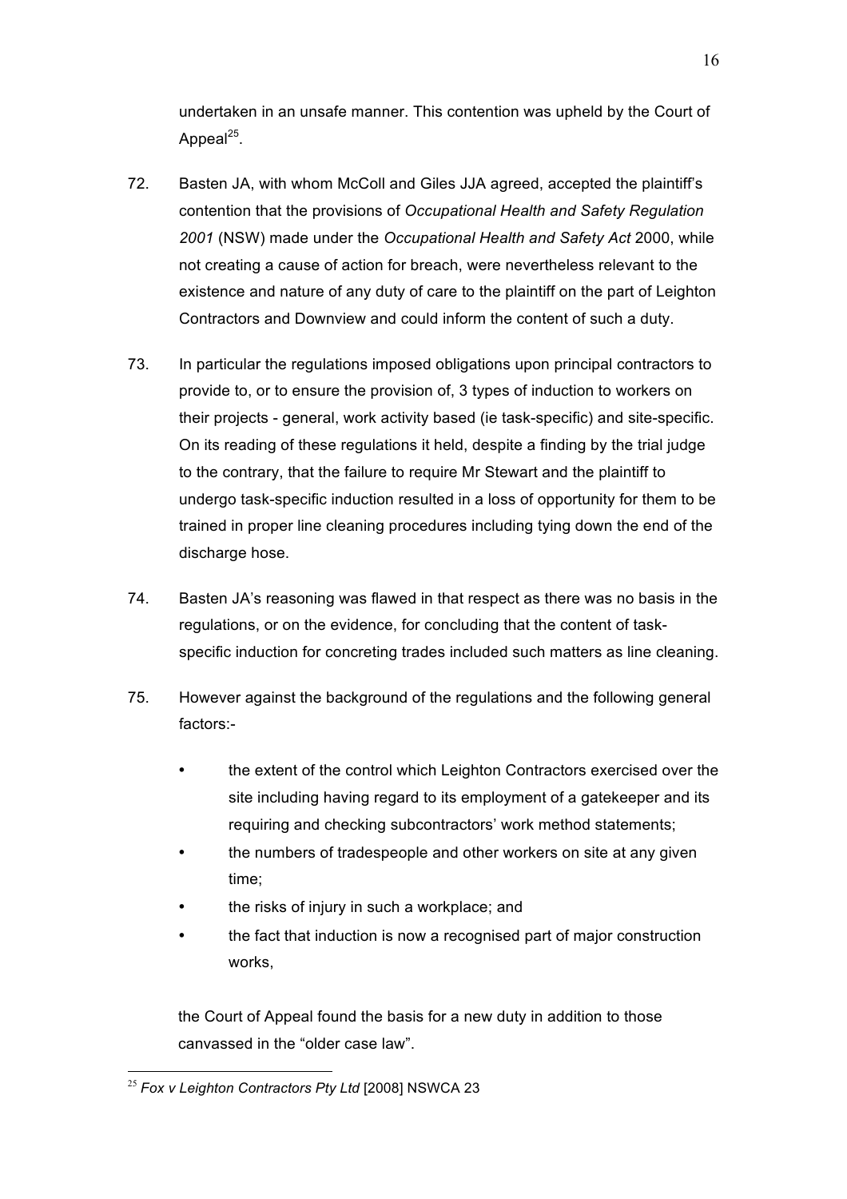undertaken in an unsafe manner. This contention was upheld by the Court of Appeal[25].

72. Basten JA, with whom McColl and Giles JJA agreed, accepted the plaintiff's contention that the provisions of *Occupational Health and Safety Regulation 2001* (NSW) made under the *Occupational Health and Safety Act* 2000, while not creating a cause of action for breach, were nevertheless relevant to the existence and nature of any duty of care to the plaintiff on the part of Leighton Contractors and Downview and could inform the content of such a duty.

73. In particular the regulations imposed obligations upon principal contractors to provide to, or to ensure the provision of, 3 types of induction to workers on their projects - general, work activity based (ie task-specific) and site-specific. On its reading of these regulations it held, despite a finding by the trial judge to the contrary, that the failure to require Mr Stewart and the plaintiff to undergo task-specific induction resulted in a loss of opportunity for them to be trained in proper line cleaning procedures including tying down the end of the discharge hose.

74. Basten JA's reasoning was flawed in that respect as there was no basis in the regulations, or on the evidence, for concluding that the content of task-specific induction for concreting trades included such matters as line cleaning.

75. However against the background of the regulations and the following general factors:-

   - the extent of the control which Leighton Contractors exercised over the site including having regard to its employment of a gatekeeper and its requiring and checking subcontractors' work method statements;
   - the numbers of tradespeople and other workers on site at any given time;
   - the risks of injury in such a workplace; and
   - the fact that induction is now a recognised part of major construction works,

   the Court of Appeal found the basis for a new duty in addition to those canvassed in the "older case law".

[25] *Fox v Leighton Contractors Pty Ltd* [2008] NSWCA 23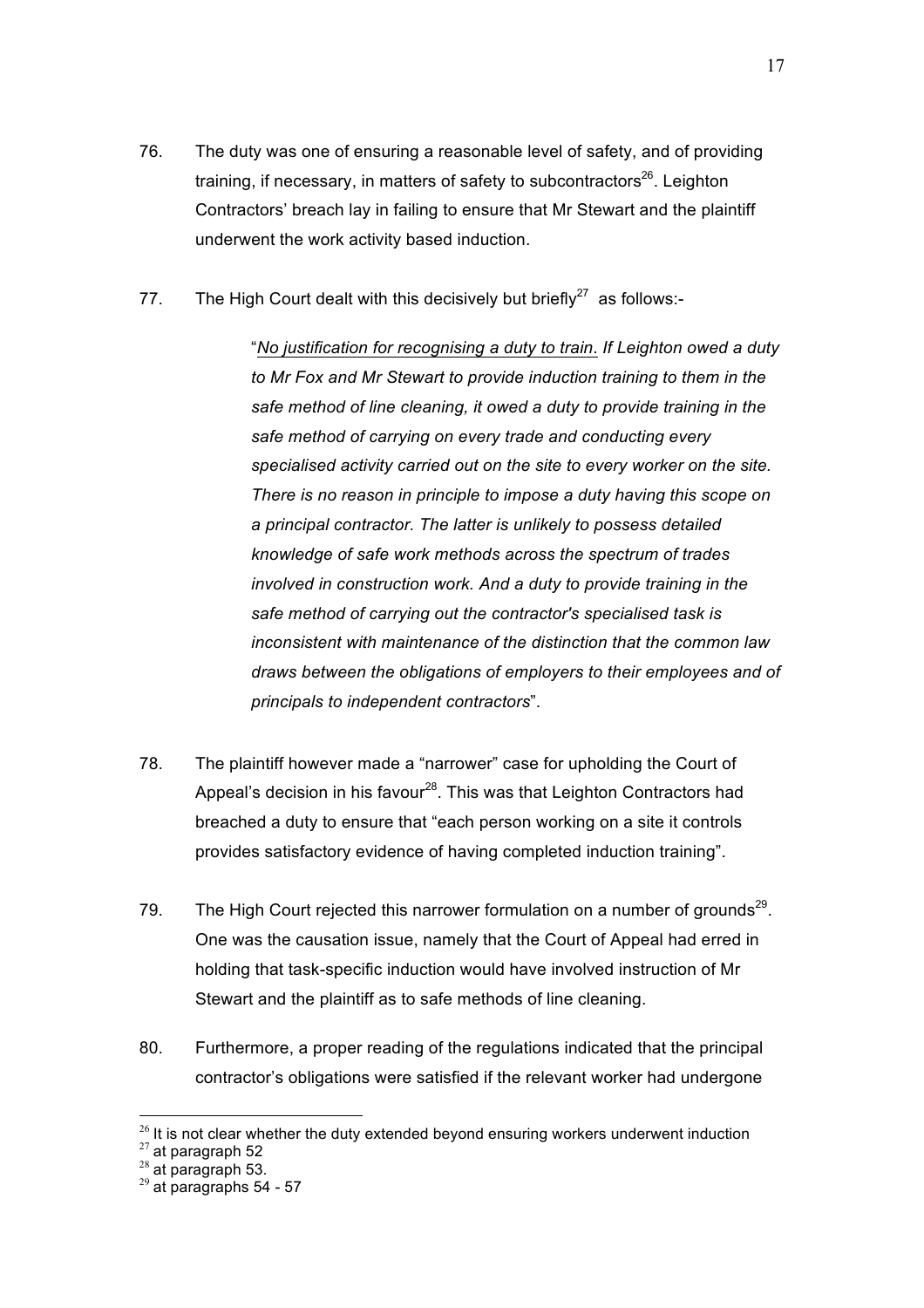76. The duty was one of ensuring a reasonable level of safety, and of providing training, if necessary, in matters of safety to subcontractors[26]. Leighton Contractors' breach lay in failing to ensure that Mr Stewart and the plaintiff underwent the work activity based induction.

77. The High Court dealt with this decisively but briefly[27] as follows:-

> "*No justification for recognising a duty to train. If Leighton owed a duty to Mr Fox and Mr Stewart to provide induction training to them in the safe method of line cleaning, it owed a duty to provide training in the safe method of carrying on every trade and conducting every specialised activity carried out on the site to every worker on the site. There is no reason in principle to impose a duty having this scope on a principal contractor. The latter is unlikely to possess detailed knowledge of safe work methods across the spectrum of trades involved in construction work. And a duty to provide training in the safe method of carrying out the contractor's specialised task is inconsistent with maintenance of the distinction that the common law draws between the obligations of employers to their employees and of principals to independent contractors*".

78. The plaintiff however made a "narrower" case for upholding the Court of Appeal's decision in his favour[28]. This was that Leighton Contractors had breached a duty to ensure that "each person working on a site it controls provides satisfactory evidence of having completed induction training".

79. The High Court rejected this narrower formulation on a number of grounds[29]. One was the causation issue, namely that the Court of Appeal had erred in holding that task-specific induction would have involved instruction of Mr Stewart and the plaintiff as to safe methods of line cleaning.

80. Furthermore, a proper reading of the regulations indicated that the principal contractor's obligations were satisfied if the relevant worker had undergone

---

[26] It is not clear whether the duty extended beyond ensuring workers underwent induction

[27] at paragraph 52

[28] at paragraph 53.

[29] at paragraphs 54 - 57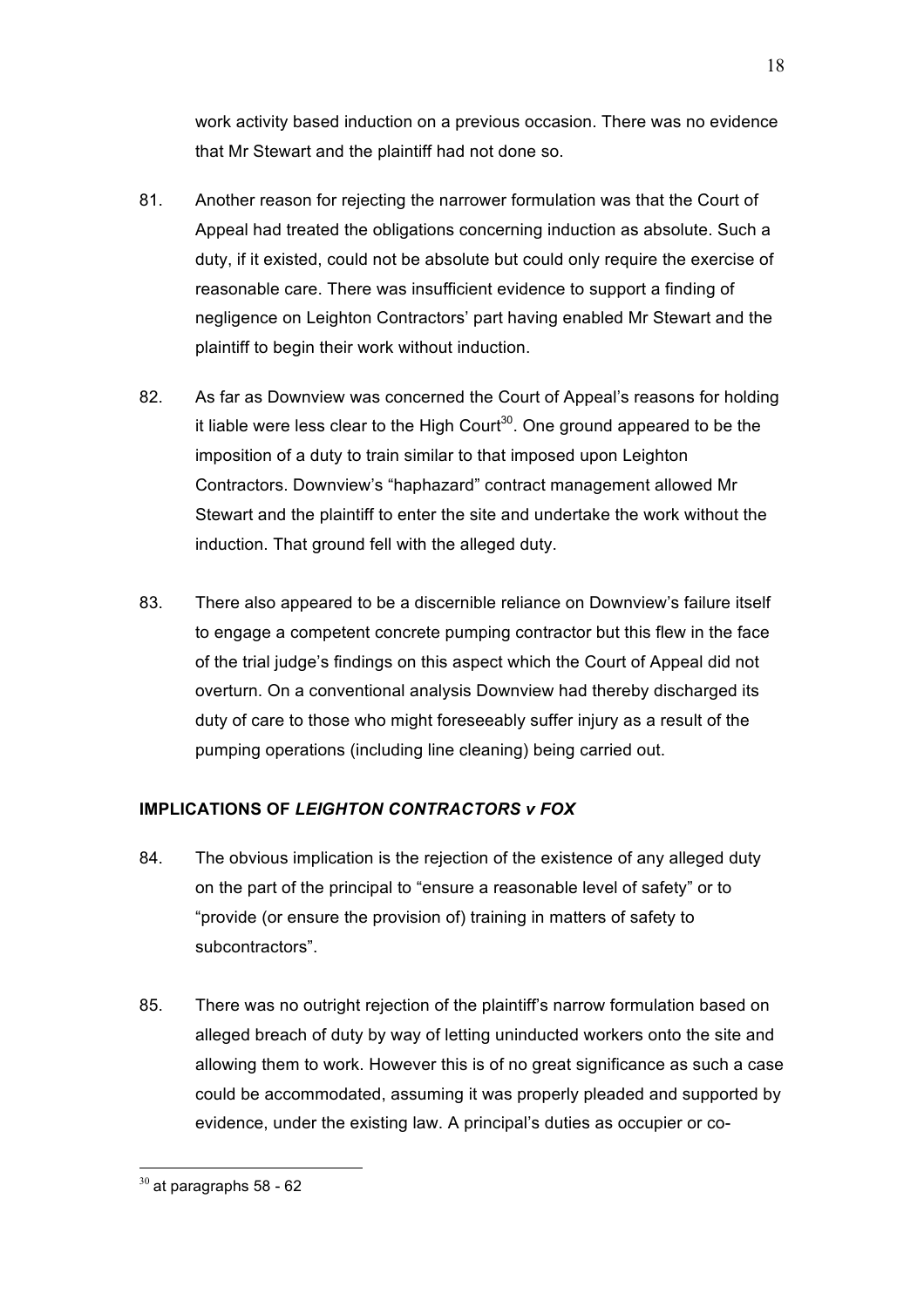work activity based induction on a previous occasion. There was no evidence that Mr Stewart and the plaintiff had not done so.

81. Another reason for rejecting the narrower formulation was that the Court of Appeal had treated the obligations concerning induction as absolute. Such a duty, if it existed, could not be absolute but could only require the exercise of reasonable care. There was insufficient evidence to support a finding of negligence on Leighton Contractors' part having enabled Mr Stewart and the plaintiff to begin their work without induction.

82. As far as Downview was concerned the Court of Appeal's reasons for holding it liable were less clear to the High Court[30]. One ground appeared to be the imposition of a duty to train similar to that imposed upon Leighton Contractors. Downview's "haphazard" contract management allowed Mr Stewart and the plaintiff to enter the site and undertake the work without the induction. That ground fell with the alleged duty.

83. There also appeared to be a discernible reliance on Downview's failure itself to engage a competent concrete pumping contractor but this flew in the face of the trial judge's findings on this aspect which the Court of Appeal did not overturn. On a conventional analysis Downview had thereby discharged its duty of care to those who might foreseeably suffer injury as a result of the pumping operations (including line cleaning) being carried out.

**IMPLICATIONS OF *LEIGHTON CONTRACTORS v FOX***

84. The obvious implication is the rejection of the existence of any alleged duty on the part of the principal to "ensure a reasonable level of safety" or to "provide (or ensure the provision of) training in matters of safety to subcontractors".

85. There was no outright rejection of the plaintiff's narrow formulation based on alleged breach of duty by way of letting uninducted workers onto the site and allowing them to work. However this is of no great significance as such a case could be accommodated, assuming it was properly pleaded and supported by evidence, under the existing law. A principal's duties as occupier or co-

[30] at paragraphs 58 - 62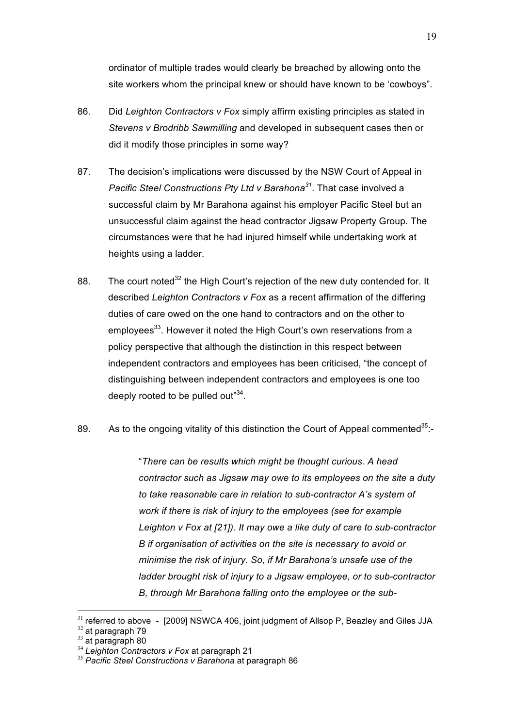ordinator of multiple trades would clearly be breached by allowing onto the site workers whom the principal knew or should have known to be 'cowboys".

86. Did *Leighton Contractors v Fox* simply affirm existing principles as stated in *Stevens v Brodribb Sawmilling* and developed in subsequent cases then or did it modify those principles in some way?

87. The decision's implications were discussed by the NSW Court of Appeal in *Pacific Steel Constructions Pty Ltd v Barahona*[31]. That case involved a successful claim by Mr Barahona against his employer Pacific Steel but an unsuccessful claim against the head contractor Jigsaw Property Group. The circumstances were that he had injured himself while undertaking work at heights using a ladder.

88. The court noted[32] the High Court's rejection of the new duty contended for. It described *Leighton Contractors v Fox* as a recent affirmation of the differing duties of care owed on the one hand to contractors and on the other to employees[33]. However it noted the High Court's own reservations from a policy perspective that although the distinction in this respect between independent contractors and employees has been criticised, "the concept of distinguishing between independent contractors and employees is one too deeply rooted to be pulled out"[34].

89. As to the ongoing vitality of this distinction the Court of Appeal commented[35]:-

> "*There can be results which might be thought curious. A head contractor such as Jigsaw may owe to its employees on the site a duty to take reasonable care in relation to sub-contractor A's system of work if there is risk of injury to the employees (see for example Leighton v Fox at [21]). It may owe a like duty of care to sub-contractor B if organisation of activities on the site is necessary to avoid or minimise the risk of injury. So, if Mr Barahona's unsafe use of the ladder brought risk of injury to a Jigsaw employee, or to sub-contractor B, through Mr Barahona falling onto the employee or the sub-*

---

[31] referred to above - [2009] NSWCA 406, joint judgment of Allsop P, Beazley and Giles JJA

[32] at paragraph 79

[33] at paragraph 80

[34] *Leighton Contractors v Fox* at paragraph 21

[35] *Pacific Steel Constructions v Barahona* at paragraph 86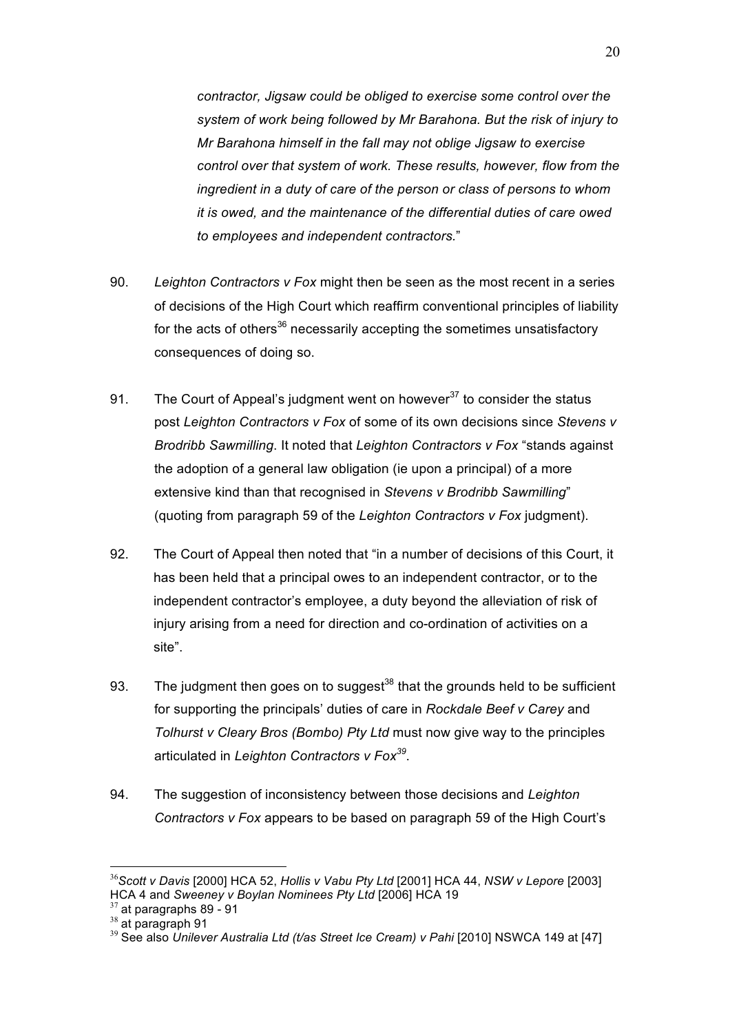> *contractor, Jigsaw could be obliged to exercise some control over the system of work being followed by Mr Barahona. But the risk of injury to Mr Barahona himself in the fall may not oblige Jigsaw to exercise control over that system of work. These results, however, flow from the ingredient in a duty of care of the person or class of persons to whom it is owed, and the maintenance of the differential duties of care owed to employees and independent contractors.*"

90. *Leighton Contractors v Fox* might then be seen as the most recent in a series of decisions of the High Court which reaffirm conventional principles of liability for the acts of others[36] necessarily accepting the sometimes unsatisfactory consequences of doing so.

91. The Court of Appeal's judgment went on however[37] to consider the status post *Leighton Contractors v Fox* of some of its own decisions since *Stevens v Brodribb Sawmilling*. It noted that *Leighton Contractors v Fox* "stands against the adoption of a general law obligation (ie upon a principal) of a more extensive kind than that recognised in *Stevens v Brodribb Sawmilling*" (quoting from paragraph 59 of the *Leighton Contractors v Fox* judgment).

92. The Court of Appeal then noted that "in a number of decisions of this Court, it has been held that a principal owes to an independent contractor, or to the independent contractor's employee, a duty beyond the alleviation of risk of injury arising from a need for direction and co-ordination of activities on a site".

93. The judgment then goes on to suggest[38] that the grounds held to be sufficient for supporting the principals' duties of care in *Rockdale Beef v Carey* and *Tolhurst v Cleary Bros (Bombo) Pty Ltd* must now give way to the principles articulated in *Leighton Contractors v Fox*[39].

94. The suggestion of inconsistency between those decisions and *Leighton Contractors v Fox* appears to be based on paragraph 59 of the High Court's

---

[36] *Scott v Davis* [2000] HCA 52, *Hollis v Vabu Pty Ltd* [2001] HCA 44, *NSW v Lepore* [2003] HCA 4 and *Sweeney v Boylan Nominees Pty Ltd* [2006] HCA 19

[37] at paragraphs 89 - 91

[38] at paragraph 91

[39] See also *Unilever Australia Ltd (t/as Street Ice Cream) v Pahi* [2010] NSWCA 149 at [47]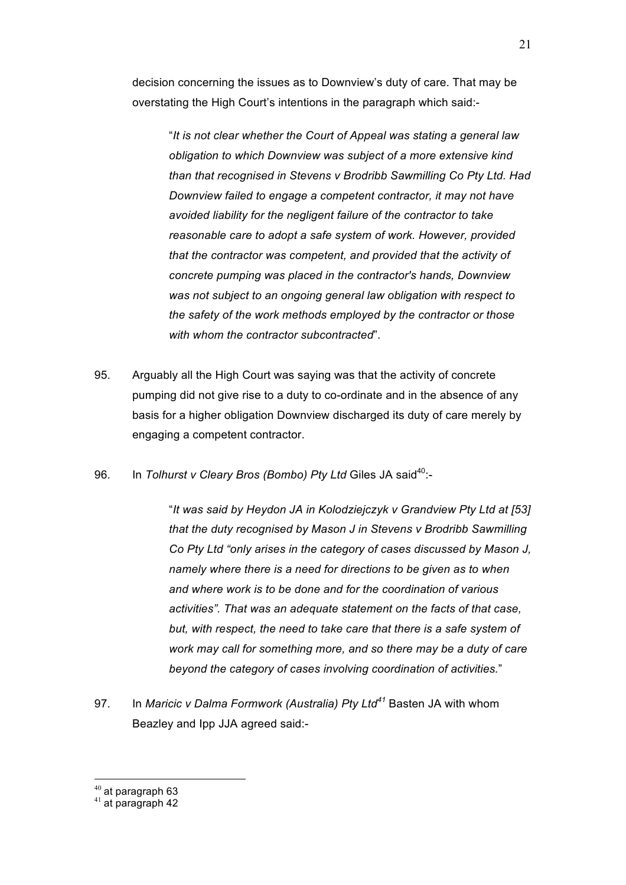decision concerning the issues as to Downview's duty of care. That may be overstating the High Court's intentions in the paragraph which said:-

> "*It is not clear whether the Court of Appeal was stating a general law obligation to which Downview was subject of a more extensive kind than that recognised in Stevens v Brodribb Sawmilling Co Pty Ltd. Had Downview failed to engage a competent contractor, it may not have avoided liability for the negligent failure of the contractor to take reasonable care to adopt a safe system of work. However, provided that the contractor was competent, and provided that the activity of concrete pumping was placed in the contractor's hands, Downview was not subject to an ongoing general law obligation with respect to the safety of the work methods employed by the contractor or those with whom the contractor subcontracted*".

95. Arguably all the High Court was saying was that the activity of concrete pumping did not give rise to a duty to co-ordinate and in the absence of any basis for a higher obligation Downview discharged its duty of care merely by engaging a competent contractor.

96. In *Tolhurst v Cleary Bros (Bombo) Pty Ltd* Giles JA said[40]:-

> "*It was said by Heydon JA in Kolodziejczyk v Grandview Pty Ltd at [53] that the duty recognised by Mason J in Stevens v Brodribb Sawmilling Co Pty Ltd "only arises in the category of cases discussed by Mason J, namely where there is a need for directions to be given as to when and where work is to be done and for the coordination of various activities". That was an adequate statement on the facts of that case, but, with respect, the need to take care that there is a safe system of work may call for something more, and so there may be a duty of care beyond the category of cases involving coordination of activities.*"

97. In *Maricic v Dalma Formwork (Australia) Pty Ltd*[41] Basten JA with whom Beazley and Ipp JJA agreed said:-

---

[40] at paragraph 63

[41] at paragraph 42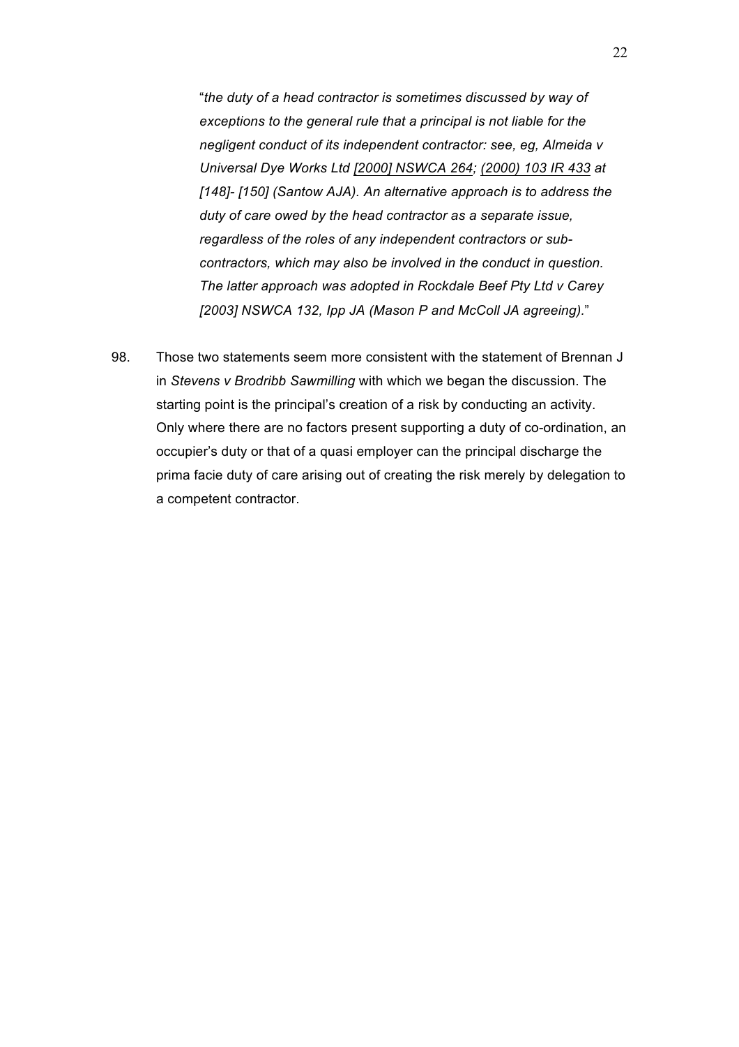> "*the duty of a head contractor is sometimes discussed by way of exceptions to the general rule that a principal is not liable for the negligent conduct of its independent contractor: see, eg, Almeida v Universal Dye Works Ltd [2000] NSWCA 264; (2000) 103 IR 433 at [148]- [150] (Santow AJA). An alternative approach is to address the duty of care owed by the head contractor as a separate issue, regardless of the roles of any independent contractors or sub-contractors, which may also be involved in the conduct in question. The latter approach was adopted in Rockdale Beef Pty Ltd v Carey [2003] NSWCA 132, Ipp JA (Mason P and McColl JA agreeing).*"

98. Those two statements seem more consistent with the statement of Brennan J in *Stevens v Brodribb Sawmilling* with which we began the discussion. The starting point is the principal's creation of a risk by conducting an activity. Only where there are no factors present supporting a duty of co-ordination, an occupier's duty or that of a quasi employer can the principal discharge the prima facie duty of care arising out of creating the risk merely by delegation to a competent contractor.